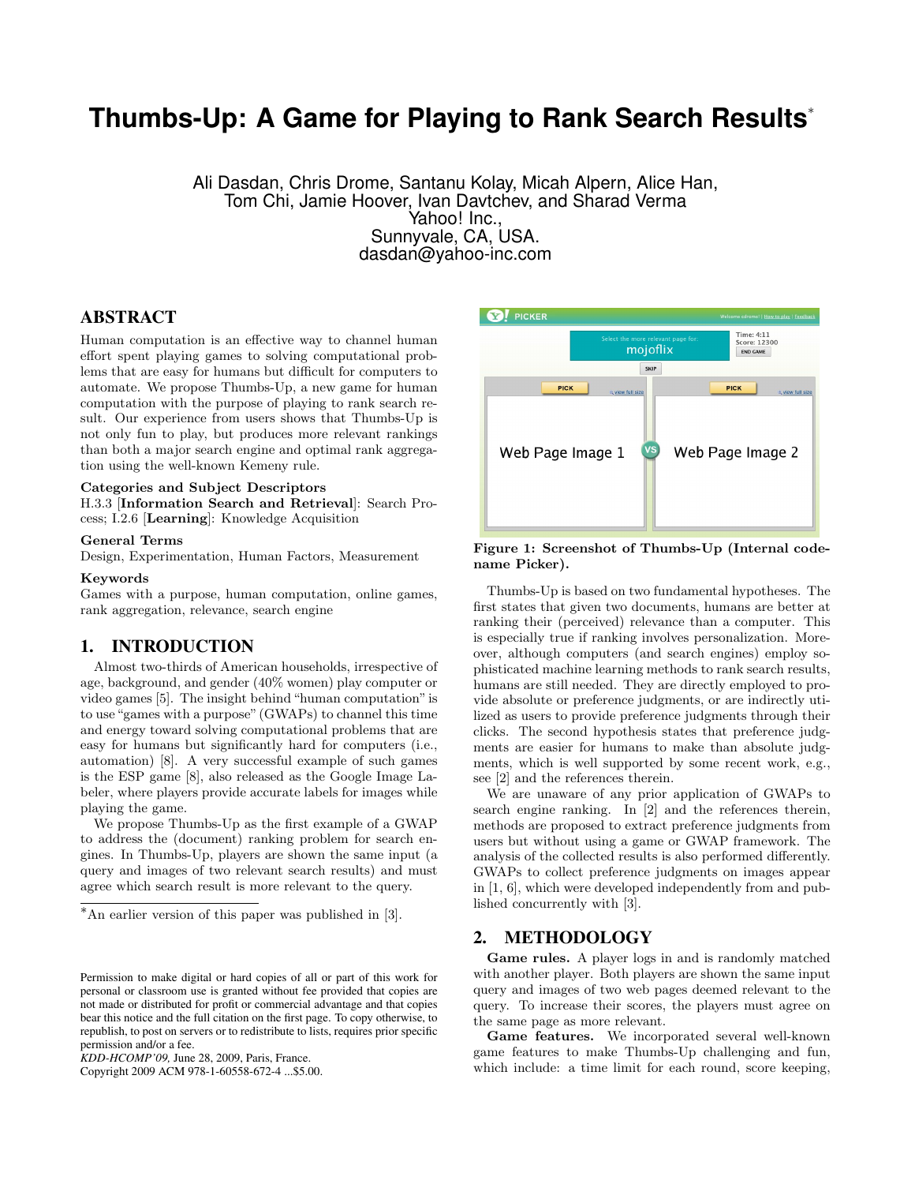# Thumbs-Up: A Game for Playing to Rank Search Results*

Ali Dasdan, Chris Drome, Santanu Kolay, Micah Alpern, Alice Han, Tom Chi, Jamie Hoover, Ivan Davtchev, and Sharad Verma
Yahoo! Inc.,
Sunnyvale, CA, USA.
dasdan@yahoo-inc.com

## ABSTRACT

Human computation is an effective way to channel human effort spent playing games to solving computational problems that are easy for humans but difficult for computers to automate. We propose Thumbs-Up, a new game for human computation with the purpose of playing to rank search result. Our experience from users shows that Thumbs-Up is not only fun to play, but produces more relevant rankings than both a major search engine and optimal rank aggregation using the well-known Kemeny rule.

### Categories and Subject Descriptors

H.3.3 [**Information Search and Retrieval**]: Search Process; I.2.6 [**Learning**]: Knowledge Acquisition

### General Terms

Design, Experimentation, Human Factors, Measurement

### Keywords

Games with a purpose, human computation, online games, rank aggregation, relevance, search engine

## 1. INTRODUCTION

Almost two-thirds of American households, irrespective of age, background, and gender (40% women) play computer or video games [5]. The insight behind "human computation" is to use "games with a purpose" (GWAPs) to channel this time and energy toward solving computational problems that are easy for humans but significantly hard for computers (i.e., automation) [8]. A very successful example of such games is the ESP game [8], also released as the Google Image Labeler, where players provide accurate labels for images while playing the game.

We propose Thumbs-Up as the first example of a GWAP to address the (document) ranking problem for search engines. In Thumbs-Up, players are shown the same input (a query and images of two relevant search results) and must agree which search result is more relevant to the query.

*An earlier version of this paper was published in [3].

Permission to make digital or hard copies of all or part of this work for personal or classroom use is granted without fee provided that copies are not made or distributed for profit or commercial advantage and that copies bear this notice and the full citation on the first page. To copy otherwise, to republish, to post on servers or to redistribute to lists, requires prior specific permission and/or a fee.
*KDD-HCOMP'09,* June 28, 2009, Paris, France.
Copyright 2009 ACM 978-1-60558-672-4 ...$5.00.

**Figure 1: Screenshot of Thumbs-Up (Internal codename Picker).**

Thumbs-Up is based on two fundamental hypotheses. The first states that given two documents, humans are better at ranking their (perceived) relevance than a computer. This is especially true if ranking involves personalization. Moreover, although computers (and search engines) employ sophisticated machine learning methods to rank search results, humans are still needed. They are directly employed to provide absolute or preference judgments, or are indirectly utilized as users to provide preference judgments through their clicks. The second hypothesis states that preference judgments are easier for humans to make than absolute judgments, which is well supported by some recent work, e.g., see [2] and the references therein.

We are unaware of any prior application of GWAPs to search engine ranking. In [2] and the references therein, methods are proposed to extract preference judgments from users but without using a game or GWAP framework. The analysis of the collected results is also performed differently. GWAPs to collect preference judgments on images appear in [1, 6], which were developed independently from and published concurrently with [3].

## 2. METHODOLOGY

**Game rules.** A player logs in and is randomly matched with another player. Both players are shown the same input query and images of two web pages deemed relevant to the query. To increase their scores, the players must agree on the same page as more relevant.

**Game features.** We incorporated several well-known game features to make Thumbs-Up challenging and fun, which include: a time limit for each round, score keeping,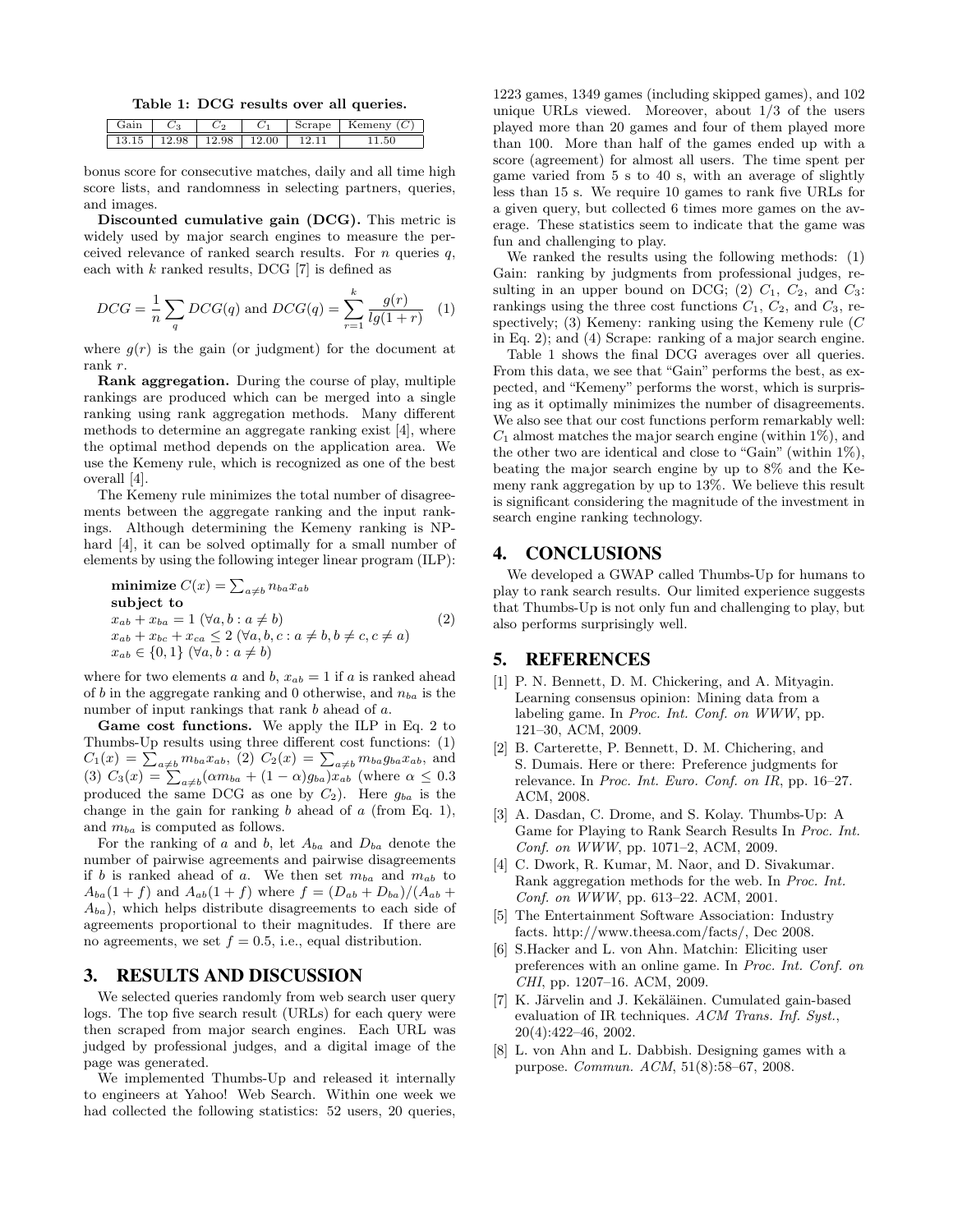**Table 1: DCG results over all queries.**

| Gain | $C_3$ | $C_2$ | $C_1$ | Scrape | Kemeny ($C$) |
|---|---|---|---|---|---|
| 13.15 | 12.98 | 12.98 | 12.00 | 12.11 | 11.50 |

bonus score for consecutive matches, daily and all time high score lists, and randomness in selecting partners, queries, and images.

**Discounted cumulative gain (DCG).** This metric is widely used by major search engines to measure the perceived relevance of ranked search results. For $n$ queries $q$, each with $k$ ranked results, DCG [7] is defined as

$$DCG = \frac{1}{n}\sum_{q} DCG(q) \text{ and } DCG(q) = \sum_{r=1}^{k} \frac{g(r)}{lg(1+r)} \quad (1)$$

where $g(r)$ is the gain (or judgment) for the document at rank $r$.

**Rank aggregation.** During the course of play, multiple rankings are produced which can be merged into a single ranking using rank aggregation methods. Many different methods to determine an aggregate ranking exist [4], where the optimal method depends on the application area. We use the Kemeny rule, which is recognized as one of the best overall [4].

The Kemeny rule minimizes the total number of disagreements between the aggregate ranking and the input rankings. Although determining the Kemeny ranking is NP-hard [4], it can be solved optimally for a small number of elements by using the following integer linear program (ILP):

$$\begin{aligned}
&\textbf{minimize } C(x) = \textstyle\sum_{a \neq b} n_{ba} x_{ab} \\
&\textbf{subject to} \\
&x_{ab} + x_{ba} = 1 \ (\forall a, b : a \neq b) \\
&x_{ab} + x_{bc} + x_{ca} \leq 2 \ (\forall a, b, c : a \neq b, b \neq c, c \neq a) \\
&x_{ab} \in \{0, 1\} \ (\forall a, b : a \neq b)
\end{aligned} \quad (2)$$

where for two elements $a$ and $b$, $x_{ab} = 1$ if $a$ is ranked ahead of $b$ in the aggregate ranking and 0 otherwise, and $n_{ba}$ is the number of input rankings that rank $b$ ahead of $a$.

**Game cost functions.** We apply the ILP in Eq. 2 to Thumbs-Up results using three different cost functions: (1) $C_1(x) = \sum_{a \neq b} m_{ba} x_{ab}$, (2) $C_2(x) = \sum_{a \neq b} m_{ba} g_{ba} x_{ab}$, and (3) $C_3(x) = \sum_{a \neq b} (\alpha m_{ba} + (1-\alpha) g_{ba}) x_{ab}$ (where $\alpha \leq 0.3$ produced the same DCG as one by $C_2$). Here $g_{ba}$ is the change in the gain for ranking $b$ ahead of $a$ (from Eq. 1), and $m_{ba}$ is computed as follows.

For the ranking of $a$ and $b$, let $A_{ba}$ and $D_{ba}$ denote the number of pairwise agreements and pairwise disagreements if $b$ is ranked ahead of $a$. We then set $m_{ba}$ and $m_{ab}$ to $A_{ba}(1+f)$ and $A_{ab}(1+f)$ where $f = (D_{ab} + D_{ba})/(A_{ab} + A_{ba})$, which helps distribute disagreements to each side of agreements proportional to their magnitudes. If there are no agreements, we set $f = 0.5$, i.e., equal distribution.

## 3. RESULTS AND DISCUSSION

We selected queries randomly from web search user query logs. The top five search result (URLs) for each query were then scraped from major search engines. Each URL was judged by professional judges, and a digital image of the page was generated.

We implemented Thumbs-Up and released it internally to engineers at Yahoo! Web Search. Within one week we had collected the following statistics: 52 users, 20 queries, 1223 games, 1349 games (including skipped games), and 102 unique URLs viewed. Moreover, about 1/3 of the users played more than 20 games and four of them played more than 100. More than half of the games ended up with a score (agreement) for almost all users. The time spent per game varied from 5 s to 40 s, with an average of slightly less than 15 s. We require 10 games to rank five URLs for a given query, but collected 6 times more games on the average. These statistics seem to indicate that the game was fun and challenging to play.

We ranked the results using the following methods: (1) Gain: ranking by judgments from professional judges, resulting in an upper bound on DCG; (2) $C_1$, $C_2$, and $C_3$: rankings using the three cost functions $C_1$, $C_2$, and $C_3$, respectively; (3) Kemeny: ranking using the Kemeny rule ($C$ in Eq. 2); and (4) Scrape: ranking of a major search engine.

Table 1 shows the final DCG averages over all queries. From this data, we see that "Gain" performs the best, as expected, and "Kemeny" performs the worst, which is surprising as it optimally minimizes the number of disagreements. We also see that our cost functions perform remarkably well: $C_1$ almost matches the major search engine (within 1%), and the other two are identical and close to "Gain" (within 1%), beating the major search engine by up to 8% and the Kemeny rank aggregation by up to 13%. We believe this result is significant considering the magnitude of the investment in search engine ranking technology.

## 4. CONCLUSIONS

We developed a GWAP called Thumbs-Up for humans to play to rank search results. Our limited experience suggests that Thumbs-Up is not only fun and challenging to play, but also performs surprisingly well.

## 5. REFERENCES

[1] P. N. Bennett, D. M. Chickering, and A. Mityagin. Learning consensus opinion: Mining data from a labeling game. In *Proc. Int. Conf. on WWW*, pp. 121–30, ACM, 2009.

[2] B. Carterette, P. Bennett, D. M. Chichering, and S. Dumais. Here or there: Preference judgments for relevance. In *Proc. Int. Euro. Conf. on IR*, pp. 16–27. ACM, 2008.

[3] A. Dasdan, C. Drome, and S. Kolay. Thumbs-Up: A Game for Playing to Rank Search Results In *Proc. Int. Conf. on WWW*, pp. 1071–2, ACM, 2009.

[4] C. Dwork, R. Kumar, M. Naor, and D. Sivakumar. Rank aggregation methods for the web. In *Proc. Int. Conf. on WWW*, pp. 613–22. ACM, 2001.

[5] The Entertainment Software Association: Industry facts. http://www.theesa.com/facts/, Dec 2008.

[6] S.Hacker and L. von Ahn. Matchin: Eliciting user preferences with an online game. In *Proc. Int. Conf. on CHI*, pp. 1207–16. ACM, 2009.

[7] K. Järvelin and J. Kekäläinen. Cumulated gain-based evaluation of IR techniques. *ACM Trans. Inf. Syst.*, 20(4):422–46, 2002.

[8] L. von Ahn and L. Dabbish. Designing games with a purpose. *Commun. ACM*, 51(8):58–67, 2008.